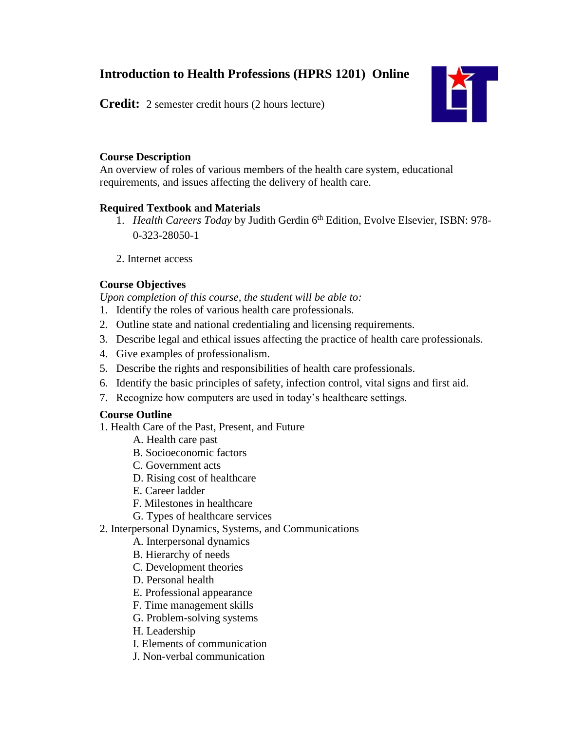# Introduction to Health Professions (HPRS 1201) Online

**Credit:** 2 semester credit hours (2 hours lecture)

## Course Description

An overview of roles of various members of the health care system, educational requirements, and issues affecting the delivery of health care.

## Required Textbook and Materials

1. *Health Careers Today* by Judith Gerdin 6th Edition, Evolve Elsevier, ISBN: 978-0-323-28050-1
2. Internet access

## Course Objectives

*Upon completion of this course, the student will be able to:*

1. Identify the roles of various health care professionals.
2. Outline state and national credentialing and licensing requirements.
3. Describe legal and ethical issues affecting the practice of health care professionals.
4. Give examples of professionalism.
5. Describe the rights and responsibilities of health care professionals.
6. Identify the basic principles of safety, infection control, vital signs and first aid.
7. Recognize how computers are used in today's healthcare settings.

## Course Outline

1. Health Care of the Past, Present, and Future
   - A. Health care past
   - B. Socioeconomic factors
   - C. Government acts
   - D. Rising cost of healthcare
   - E. Career ladder
   - F. Milestones in healthcare
   - G. Types of healthcare services
2. Interpersonal Dynamics, Systems, and Communications
   - A. Interpersonal dynamics
   - B. Hierarchy of needs
   - C. Development theories
   - D. Personal health
   - E. Professional appearance
   - F. Time management skills
   - G. Problem-solving systems
   - H. Leadership
   - I. Elements of communication
   - J. Non-verbal communication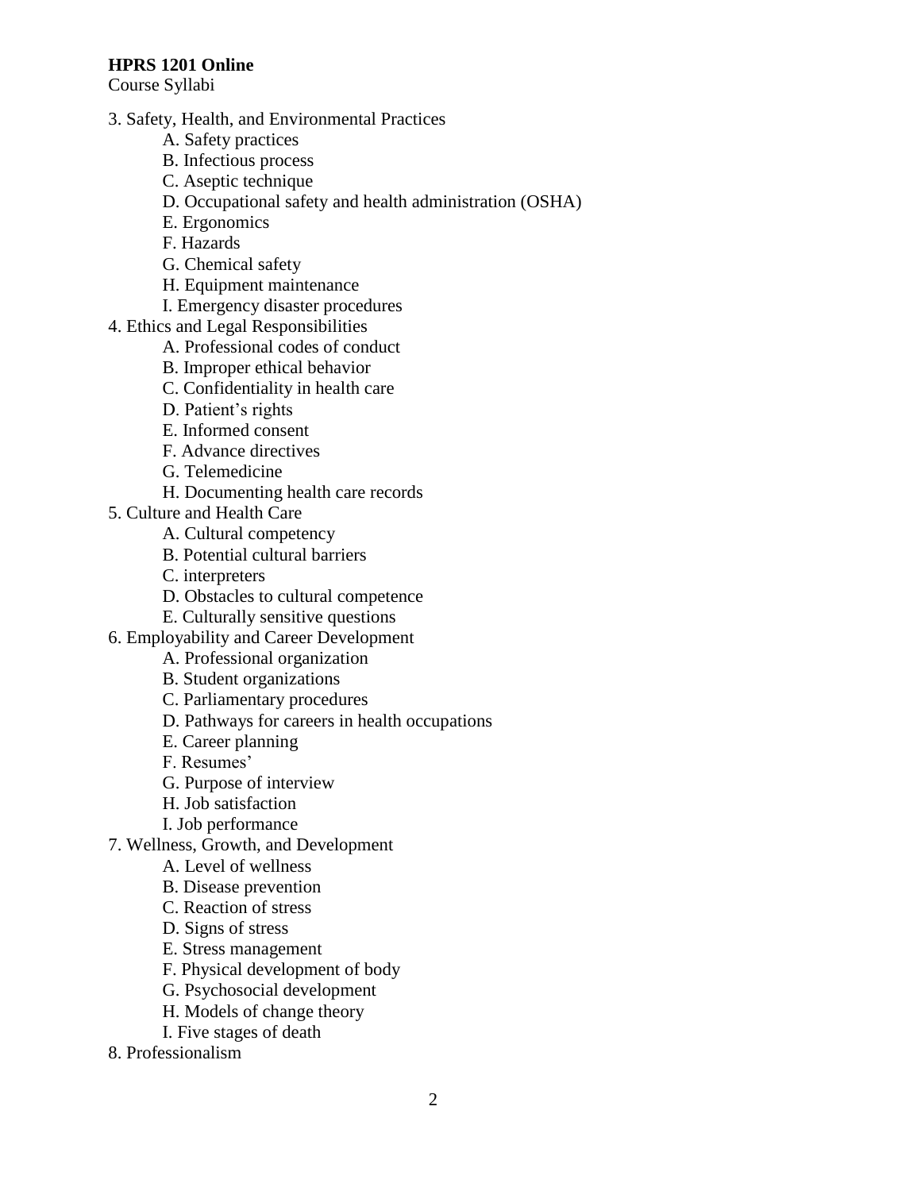**HPRS 1201 Online**
Course Syllabi

3. Safety, Health, and Environmental Practices
    - A. Safety practices
    - B. Infectious process
    - C. Aseptic technique
    - D. Occupational safety and health administration (OSHA)
    - E. Ergonomics
    - F. Hazards
    - G. Chemical safety
    - H. Equipment maintenance
    - I. Emergency disaster procedures
4. Ethics and Legal Responsibilities
    - A. Professional codes of conduct
    - B. Improper ethical behavior
    - C. Confidentiality in health care
    - D. Patient's rights
    - E. Informed consent
    - F. Advance directives
    - G. Telemedicine
    - H. Documenting health care records
5. Culture and Health Care
    - A. Cultural competency
    - B. Potential cultural barriers
    - C. interpreters
    - D. Obstacles to cultural competence
    - E. Culturally sensitive questions
6. Employability and Career Development
    - A. Professional organization
    - B. Student organizations
    - C. Parliamentary procedures
    - D. Pathways for careers in health occupations
    - E. Career planning
    - F. Resumes'
    - G. Purpose of interview
    - H. Job satisfaction
    - I. Job performance
7. Wellness, Growth, and Development
    - A. Level of wellness
    - B. Disease prevention
    - C. Reaction of stress
    - D. Signs of stress
    - E. Stress management
    - F. Physical development of body
    - G. Psychosocial development
    - H. Models of change theory
    - I. Five stages of death
8. Professionalism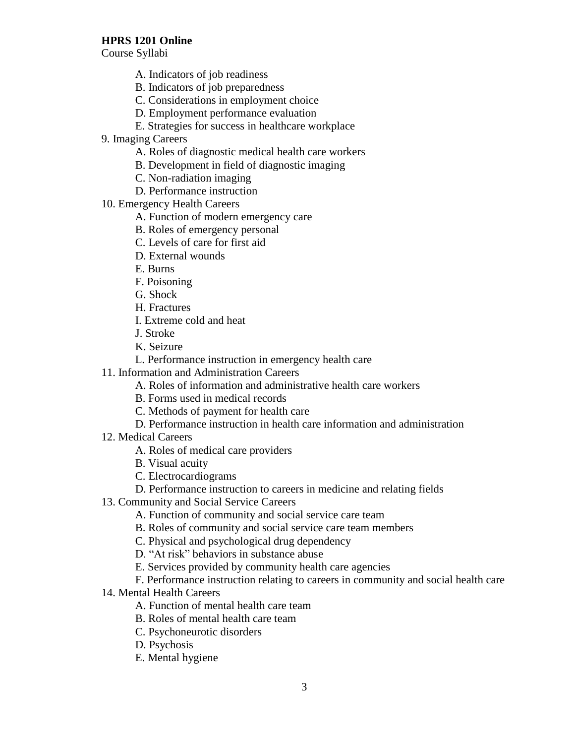A. Indicators of job readiness
B. Indicators of job preparedness
C. Considerations in employment choice
D. Employment performance evaluation
E. Strategies for success in healthcare workplace

9. Imaging Careers
   A. Roles of diagnostic medical health care workers
   B. Development in field of diagnostic imaging
   C. Non-radiation imaging
   D. Performance instruction

10. Emergency Health Careers
   A. Function of modern emergency care
   B. Roles of emergency personal
   C. Levels of care for first aid
   D. External wounds
   E. Burns
   F. Poisoning
   G. Shock
   H. Fractures
   I. Extreme cold and heat
   J. Stroke
   K. Seizure
   L. Performance instruction in emergency health care

11. Information and Administration Careers
   A. Roles of information and administrative health care workers
   B. Forms used in medical records
   C. Methods of payment for health care
   D. Performance instruction in health care information and administration

12. Medical Careers
   A. Roles of medical care providers
   B. Visual acuity
   C. Electrocardiograms
   D. Performance instruction to careers in medicine and relating fields

13. Community and Social Service Careers
   A. Function of community and social service care team
   B. Roles of community and social service care team members
   C. Physical and psychological drug dependency
   D. "At risk" behaviors in substance abuse
   E. Services provided by community health care agencies
   F. Performance instruction relating to careers in community and social health care

14. Mental Health Careers
   A. Function of mental health care team
   B. Roles of mental health care team
   C. Psychoneurotic disorders
   D. Psychosis
   E. Mental hygiene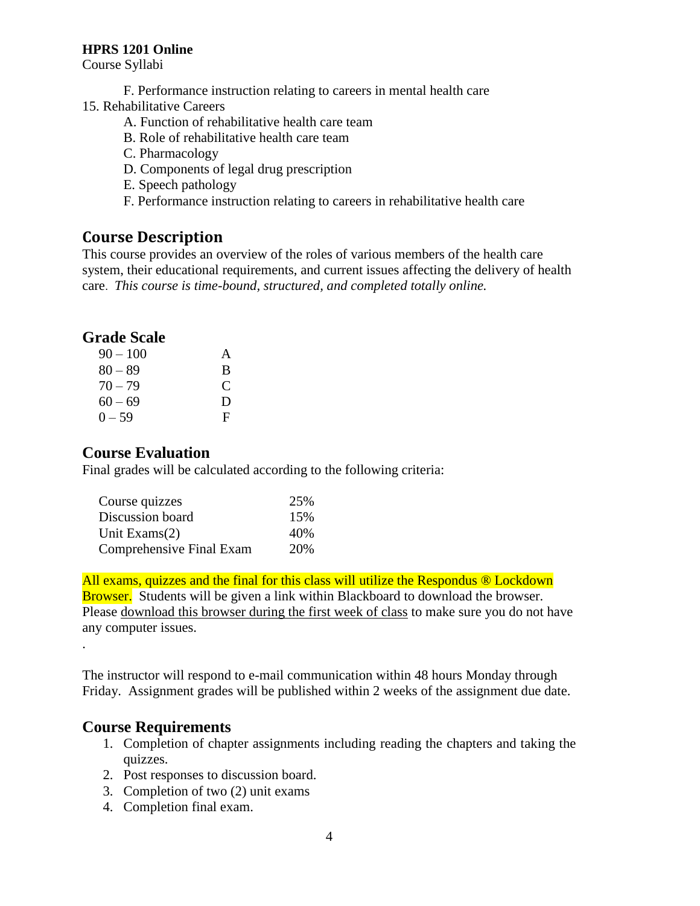F. Performance instruction relating to careers in mental health care

15. Rehabilitative Careers
    - A. Function of rehabilitative health care team
    - B. Role of rehabilitative health care team
    - C. Pharmacology
    - D. Components of legal drug prescription
    - E. Speech pathology
    - F. Performance instruction relating to careers in rehabilitative health care

## Course Description

This course provides an overview of the roles of various members of the health care system, their educational requirements, and current issues affecting the delivery of health care. *This course is time-bound, structured, and completed totally online.*

## Grade Scale

| | |
|---|---|
| 90 – 100 | A |
| 80 – 89 | B |
| 70 – 79 | C |
| 60 – 69 | D |
| 0 – 59 | F |

## Course Evaluation

Final grades will be calculated according to the following criteria:

| | |
|---|---|
| Course quizzes | 25% |
| Discussion board | 15% |
| Unit Exams(2) | 40% |
| Comprehensive Final Exam | 20% |

All exams, quizzes and the final for this class will utilize the Respondus ® Lockdown Browser. Students will be given a link within Blackboard to download the browser. Please download this browser during the first week of class to make sure you do not have any computer issues.

.

The instructor will respond to e-mail communication within 48 hours Monday through Friday. Assignment grades will be published within 2 weeks of the assignment due date.

## Course Requirements

1. Completion of chapter assignments including reading the chapters and taking the quizzes.
2. Post responses to discussion board.
3. Completion of two (2) unit exams
4. Completion final exam.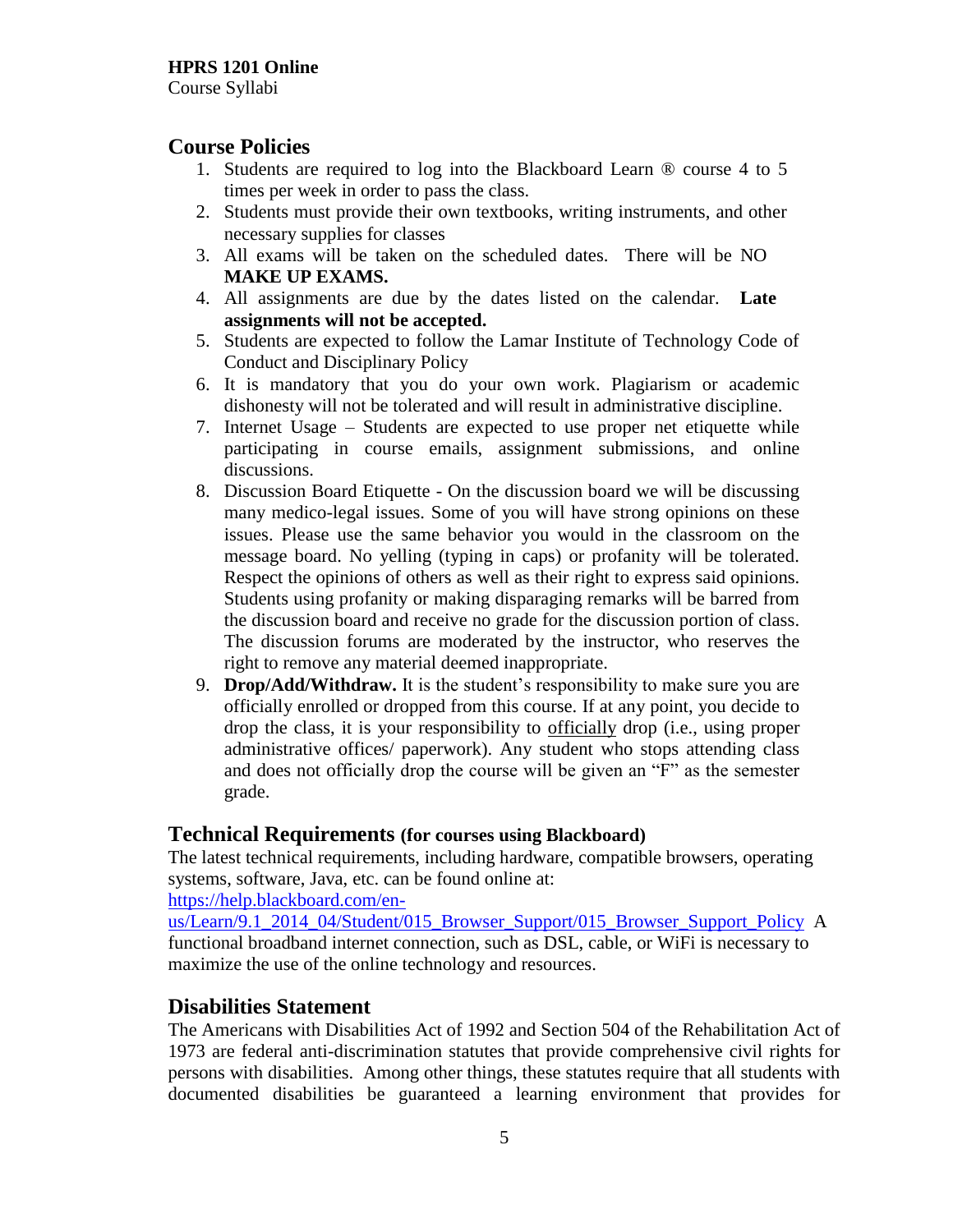## Course Policies

1. Students are required to log into the Blackboard Learn ® course 4 to 5 times per week in order to pass the class.
2. Students must provide their own textbooks, writing instruments, and other necessary supplies for classes
3. All exams will be taken on the scheduled dates. There will be NO **MAKE UP EXAMS.**
4. All assignments are due by the dates listed on the calendar. **Late assignments will not be accepted.**
5. Students are expected to follow the Lamar Institute of Technology Code of Conduct and Disciplinary Policy
6. It is mandatory that you do your own work. Plagiarism or academic dishonesty will not be tolerated and will result in administrative discipline.
7. Internet Usage – Students are expected to use proper net etiquette while participating in course emails, assignment submissions, and online discussions.
8. Discussion Board Etiquette - On the discussion board we will be discussing many medico-legal issues. Some of you will have strong opinions on these issues. Please use the same behavior you would in the classroom on the message board. No yelling (typing in caps) or profanity will be tolerated. Respect the opinions of others as well as their right to express said opinions. Students using profanity or making disparaging remarks will be barred from the discussion board and receive no grade for the discussion portion of class. The discussion forums are moderated by the instructor, who reserves the right to remove any material deemed inappropriate.
9. **Drop/Add/Withdraw.** It is the student's responsibility to make sure you are officially enrolled or dropped from this course. If at any point, you decide to drop the class, it is your responsibility to officially drop (i.e., using proper administrative offices/ paperwork). Any student who stops attending class and does not officially drop the course will be given an "F" as the semester grade.

## Technical Requirements (for courses using Blackboard)

The latest technical requirements, including hardware, compatible browsers, operating systems, software, Java, etc. can be found online at: https://help.blackboard.com/en-us/Learn/9.1_2014_04/Student/015_Browser_Support/015_Browser_Support_Policy A functional broadband internet connection, such as DSL, cable, or WiFi is necessary to maximize the use of the online technology and resources.

## Disabilities Statement

The Americans with Disabilities Act of 1992 and Section 504 of the Rehabilitation Act of 1973 are federal anti-discrimination statutes that provide comprehensive civil rights for persons with disabilities. Among other things, these statutes require that all students with documented disabilities be guaranteed a learning environment that provides for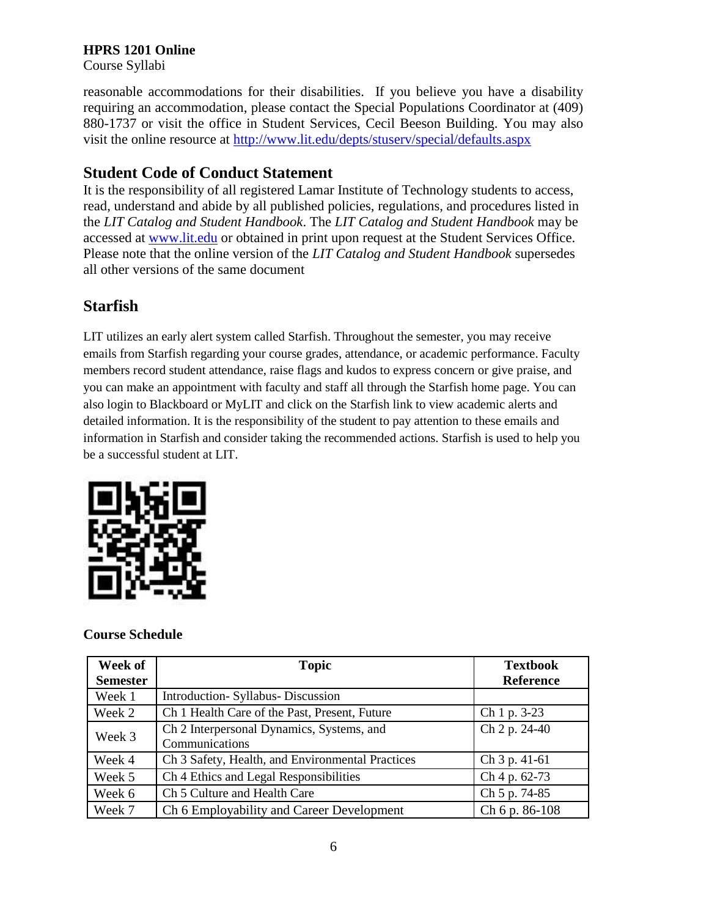reasonable accommodations for their disabilities. If you believe you have a disability requiring an accommodation, please contact the Special Populations Coordinator at (409) 880-1737 or visit the office in Student Services, Cecil Beeson Building. You may also visit the online resource at http://www.lit.edu/depts/stuserv/special/defaults.aspx

## Student Code of Conduct Statement

It is the responsibility of all registered Lamar Institute of Technology students to access, read, understand and abide by all published policies, regulations, and procedures listed in the *LIT Catalog and Student Handbook*. The *LIT Catalog and Student Handbook* may be accessed at www.lit.edu or obtained in print upon request at the Student Services Office. Please note that the online version of the *LIT Catalog and Student Handbook* supersedes all other versions of the same document

## Starfish

LIT utilizes an early alert system called Starfish. Throughout the semester, you may receive emails from Starfish regarding your course grades, attendance, or academic performance. Faculty members record student attendance, raise flags and kudos to express concern or give praise, and you can make an appointment with faculty and staff all through the Starfish home page. You can also login to Blackboard or MyLIT and click on the Starfish link to view academic alerts and detailed information. It is the responsibility of the student to pay attention to these emails and information in Starfish and consider taking the recommended actions. Starfish is used to help you be a successful student at LIT.

**Course Schedule**

| Week of Semester | Topic | Textbook Reference |
|---|---|---|
| Week 1 | Introduction- Syllabus- Discussion | |
| Week 2 | Ch 1 Health Care of the Past, Present, Future | Ch 1 p. 3-23 |
| Week 3 | Ch 2 Interpersonal Dynamics, Systems, and Communications | Ch 2 p. 24-40 |
| Week 4 | Ch 3 Safety, Health, and Environmental Practices | Ch 3 p. 41-61 |
| Week 5 | Ch 4 Ethics and Legal Responsibilities | Ch 4 p. 62-73 |
| Week 6 | Ch 5 Culture and Health Care | Ch 5 p. 74-85 |
| Week 7 | Ch 6 Employability and Career Development | Ch 6 p. 86-108 |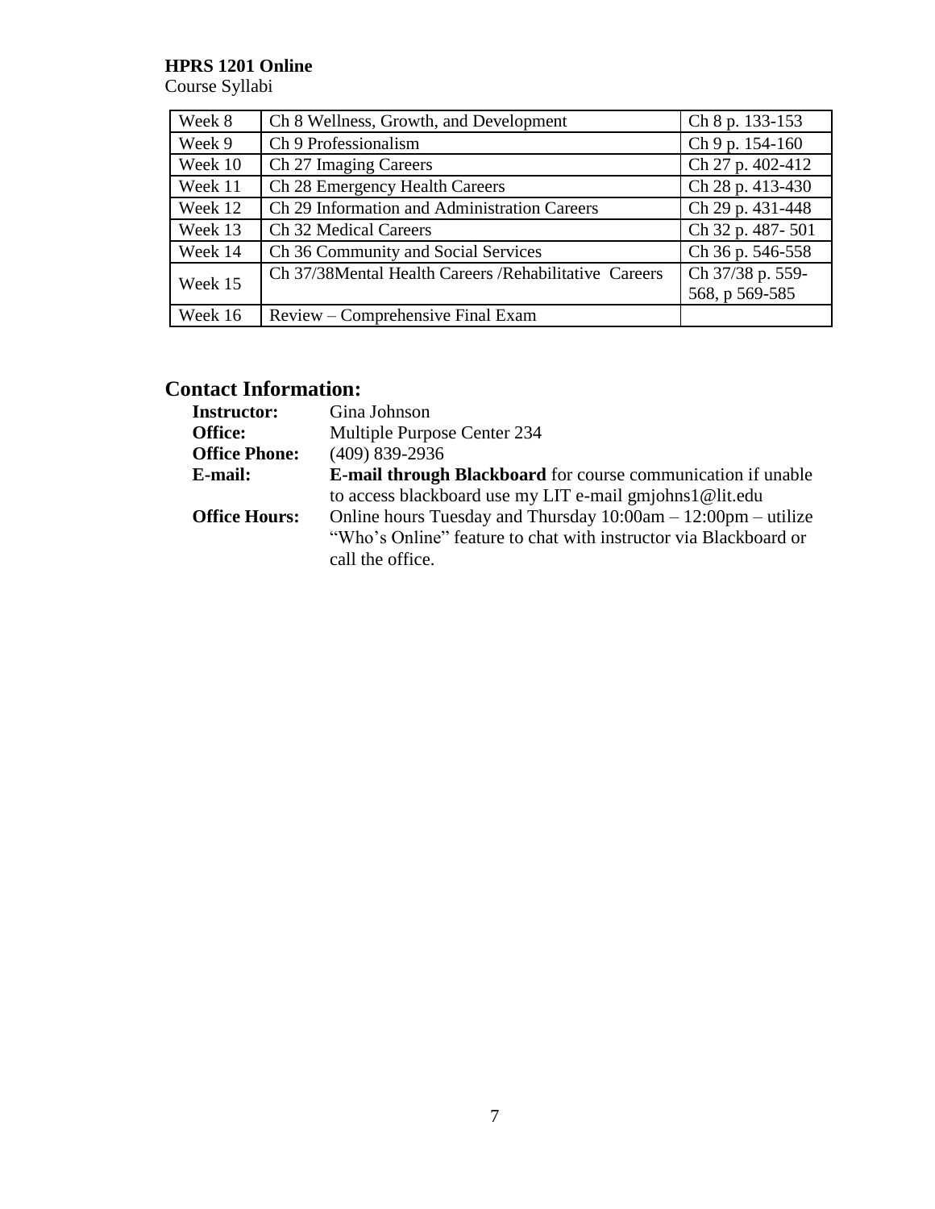**HPRS 1201 Online**
Course Syllabi

| | | |
|---|---|---|
| Week 8 | Ch 8 Wellness, Growth, and Development | Ch 8 p. 133-153 |
| Week 9 | Ch 9 Professionalism | Ch 9 p. 154-160 |
| Week 10 | Ch 27 Imaging Careers | Ch 27 p. 402-412 |
| Week 11 | Ch 28 Emergency Health Careers | Ch 28 p. 413-430 |
| Week 12 | Ch 29 Information and Administration Careers | Ch 29 p. 431-448 |
| Week 13 | Ch 32 Medical Careers | Ch 32 p. 487- 501 |
| Week 14 | Ch 36 Community and Social Services | Ch 36 p. 546-558 |
| Week 15 | Ch 37/38Mental Health Careers /Rehabilitative Careers | Ch 37/38 p. 559-568, p 569-585 |
| Week 16 | Review – Comprehensive Final Exam | |

## Contact Information:

**Instructor:** Gina Johnson
**Office:** Multiple Purpose Center 234
**Office Phone:** (409) 839-2936
**E-mail:** **E-mail through Blackboard** for course communication if unable to access blackboard use my LIT e-mail gmjohns1@lit.edu
**Office Hours:** Online hours Tuesday and Thursday 10:00am – 12:00pm – utilize "Who's Online" feature to chat with instructor via Blackboard or call the office.